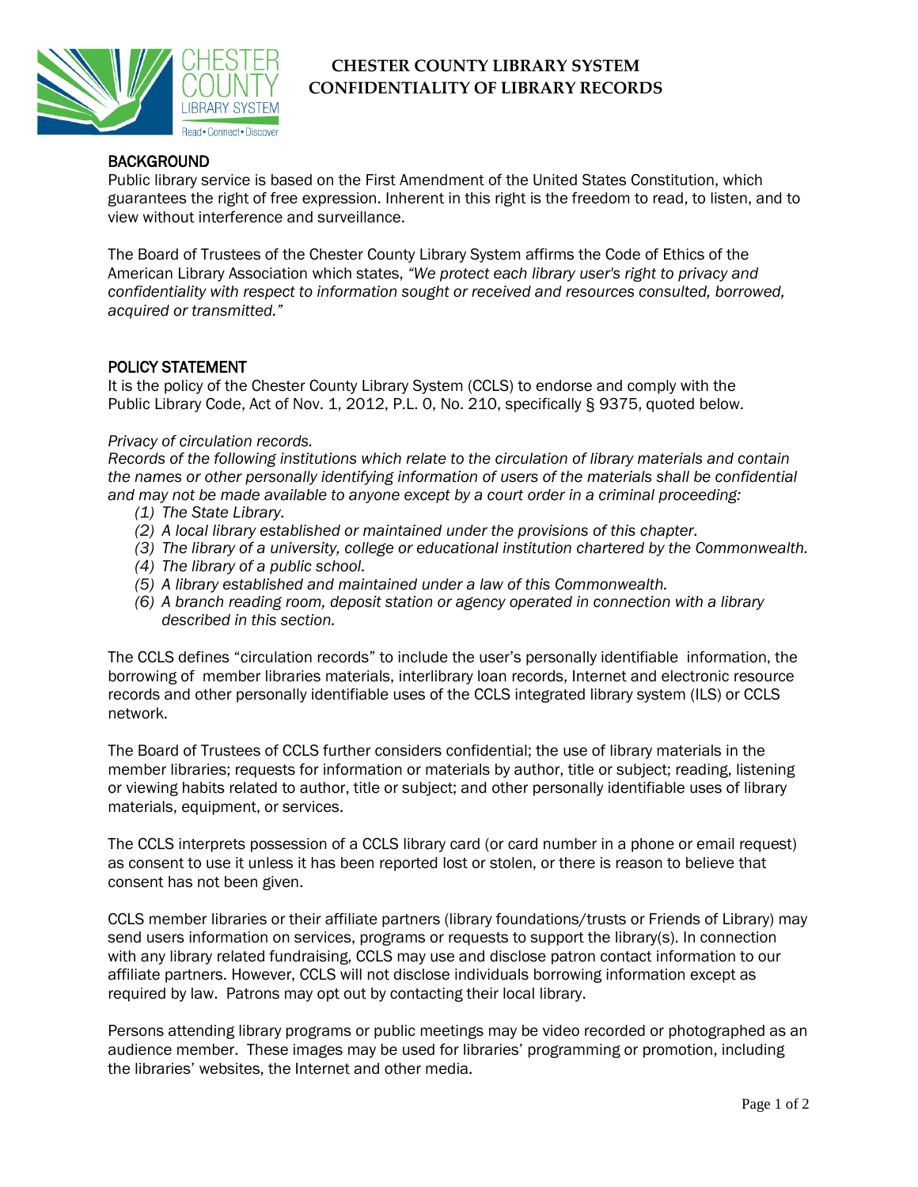# CHESTER COUNTY LIBRARY SYSTEM
# CONFIDENTIALITY OF LIBRARY RECORDS

## BACKGROUND

Public library service is based on the First Amendment of the United States Constitution, which guarantees the right of free expression. Inherent in this right is the freedom to read, to listen, and to view without interference and surveillance.

The Board of Trustees of the Chester County Library System affirms the Code of Ethics of the American Library Association which states, *"We protect each library user's right to privacy and confidentiality with respect to information sought or received and resources consulted, borrowed, acquired or transmitted."*

## POLICY STATEMENT

It is the policy of the Chester County Library System (CCLS) to endorse and comply with the Public Library Code, Act of Nov. 1, 2012, P.L. 0, No. 210, specifically § 9375, quoted below.

*Privacy of circulation records.*
*Records of the following institutions which relate to the circulation of library materials and contain the names or other personally identifying information of users of the materials shall be confidential and may not be made available to anyone except by a court order in a criminal proceeding:*

*(1) The State Library.*
*(2) A local library established or maintained under the provisions of this chapter.*
*(3) The library of a university, college or educational institution chartered by the Commonwealth.*
*(4) The library of a public school.*
*(5) A library established and maintained under a law of this Commonwealth.*
*(6) A branch reading room, deposit station or agency operated in connection with a library described in this section.*

The CCLS defines "circulation records" to include the user's personally identifiable information, the borrowing of member libraries materials, interlibrary loan records, Internet and electronic resource records and other personally identifiable uses of the CCLS integrated library system (ILS) or CCLS network.

The Board of Trustees of CCLS further considers confidential; the use of library materials in the member libraries; requests for information or materials by author, title or subject; reading, listening or viewing habits related to author, title or subject; and other personally identifiable uses of library materials, equipment, or services.

The CCLS interprets possession of a CCLS library card (or card number in a phone or email request) as consent to use it unless it has been reported lost or stolen, or there is reason to believe that consent has not been given.

CCLS member libraries or their affiliate partners (library foundations/trusts or Friends of Library) may send users information on services, programs or requests to support the library(s). In connection with any library related fundraising, CCLS may use and disclose patron contact information to our affiliate partners. However, CCLS will not disclose individuals borrowing information except as required by law. Patrons may opt out by contacting their local library.

Persons attending library programs or public meetings may be video recorded or photographed as an audience member. These images may be used for libraries' programming or promotion, including the libraries' websites, the Internet and other media.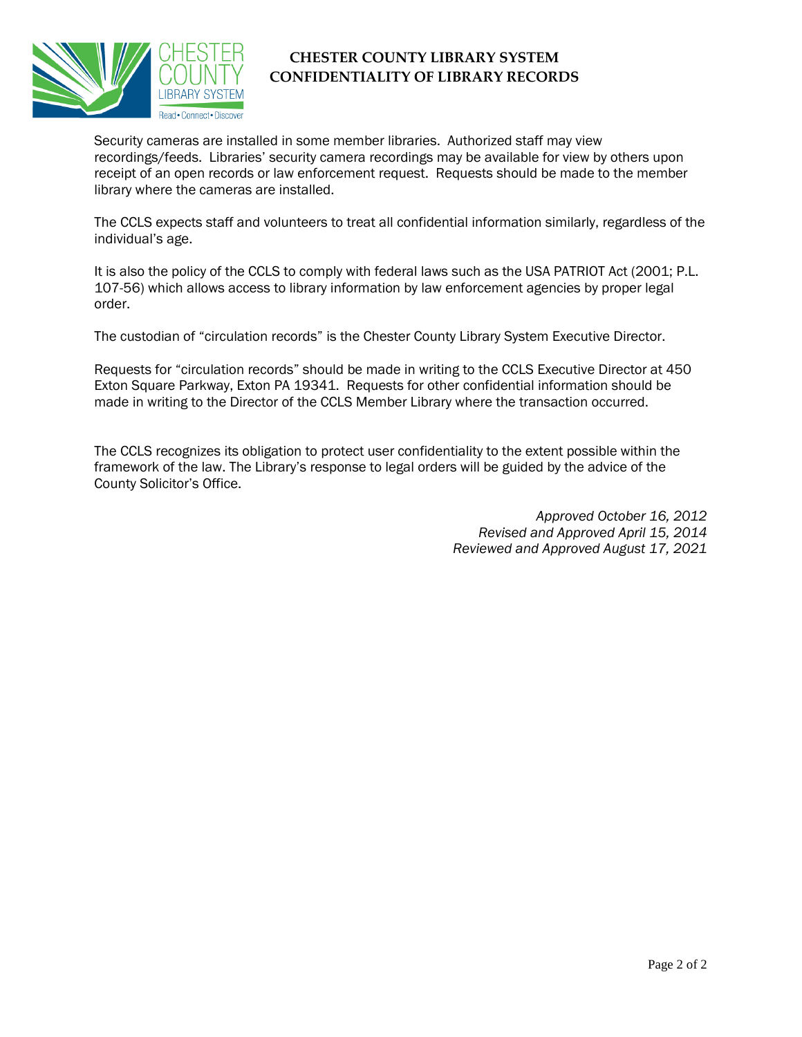# CHESTER COUNTY LIBRARY SYSTEM CONFIDENTIALITY OF LIBRARY RECORDS

Security cameras are installed in some member libraries. Authorized staff may view recordings/feeds. Libraries' security camera recordings may be available for view by others upon receipt of an open records or law enforcement request. Requests should be made to the member library where the cameras are installed.

The CCLS expects staff and volunteers to treat all confidential information similarly, regardless of the individual's age.

It is also the policy of the CCLS to comply with federal laws such as the USA PATRIOT Act (2001; P.L. 107-56) which allows access to library information by law enforcement agencies by proper legal order.

The custodian of "circulation records" is the Chester County Library System Executive Director.

Requests for "circulation records" should be made in writing to the CCLS Executive Director at 450 Exton Square Parkway, Exton PA 19341. Requests for other confidential information should be made in writing to the Director of the CCLS Member Library where the transaction occurred.

The CCLS recognizes its obligation to protect user confidentiality to the extent possible within the framework of the law. The Library's response to legal orders will be guided by the advice of the County Solicitor's Office.

*Approved October 16, 2012*
*Revised and Approved April 15, 2014*
*Reviewed and Approved August 17, 2021*